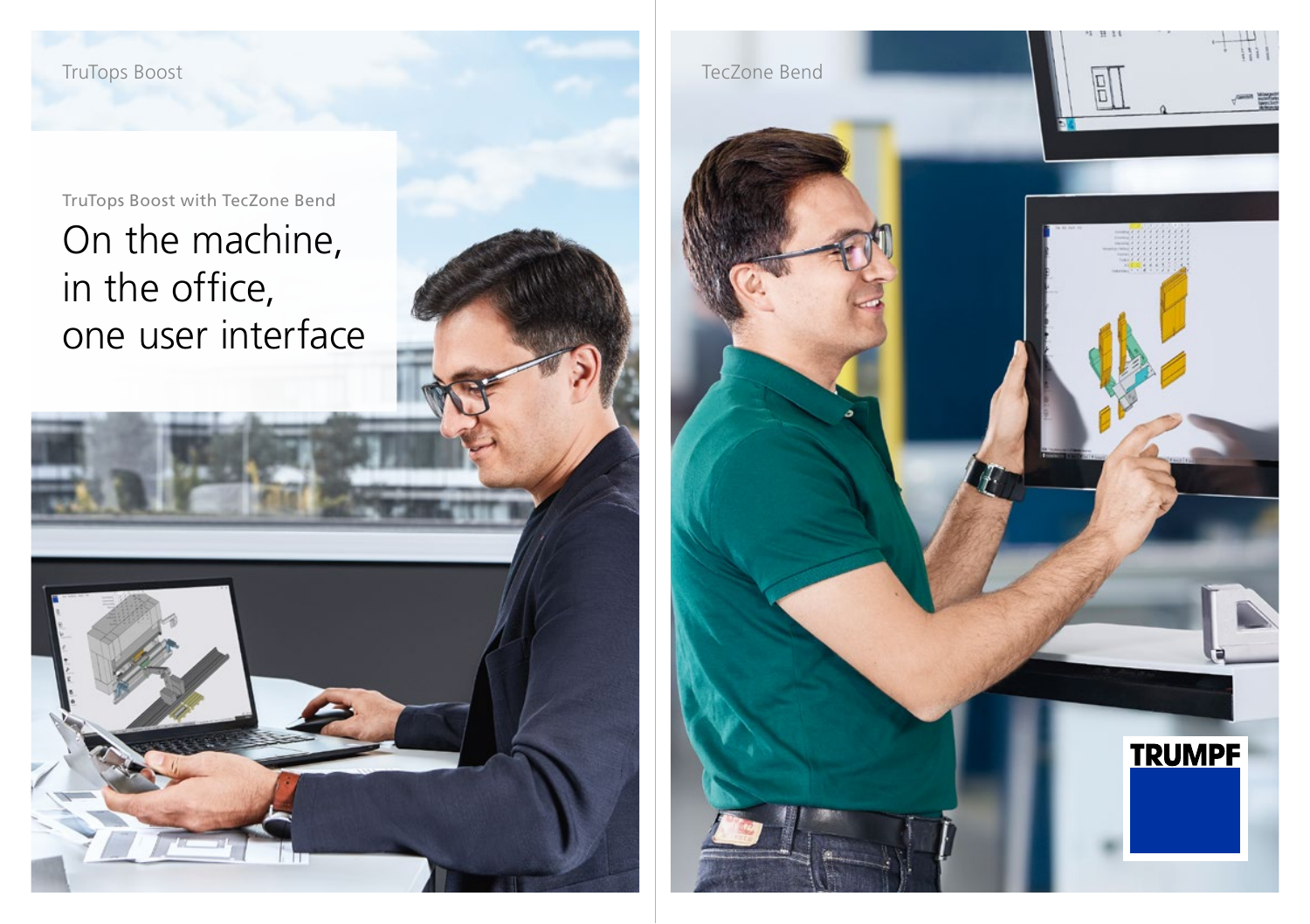TruTops Boost

TruTops Boost with TecZone Bend

# On the machine, in the office, one user interface

TecZone Bend

TRUMPF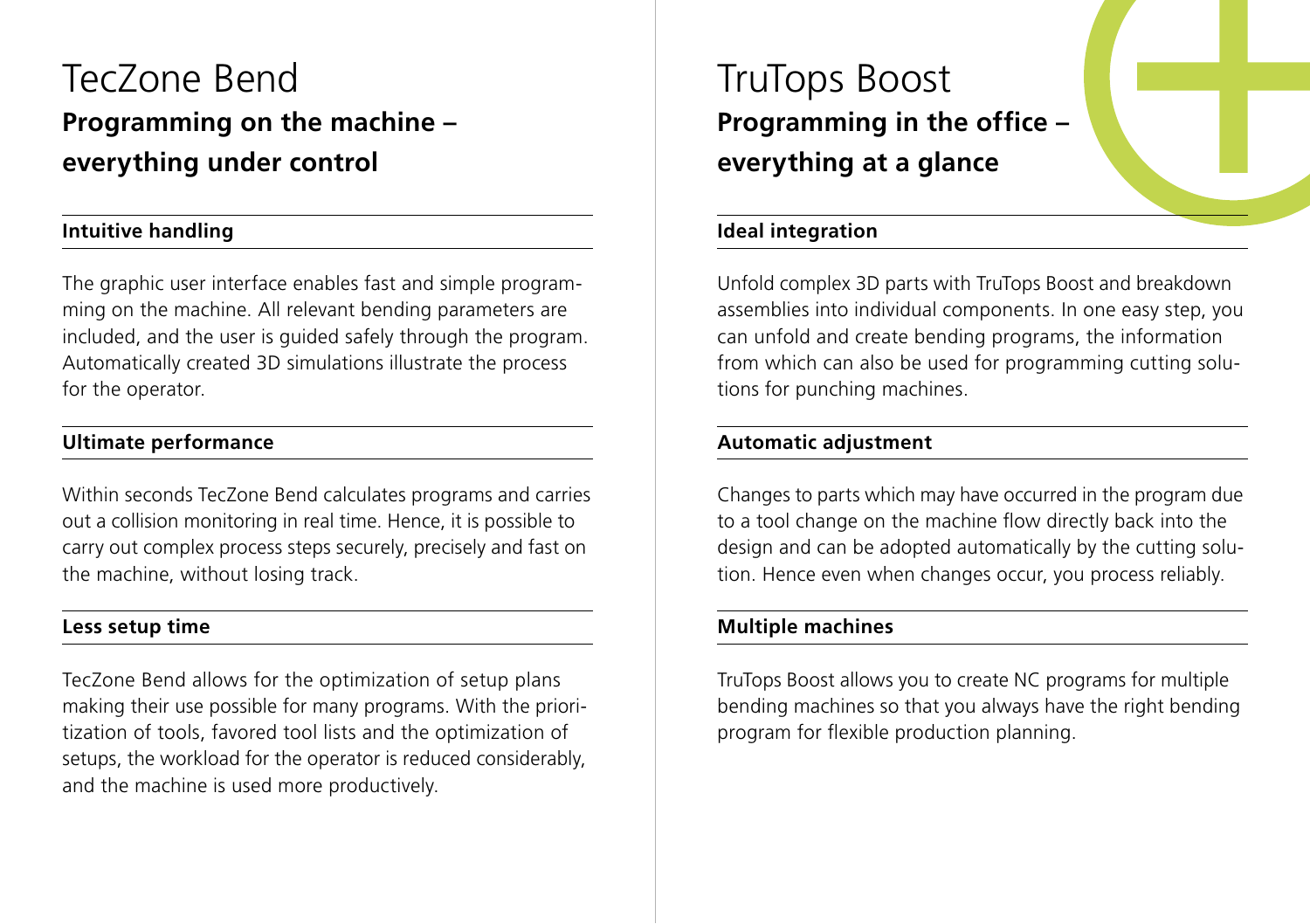# TecZone Bend

## Programming on the machine – everything under control

### Intuitive handling

The graphic user interface enables fast and simple programming on the machine. All relevant bending parameters are included, and the user is guided safely through the program. Automatically created 3D simulations illustrate the process for the operator.

### Ultimate performance

Within seconds TecZone Bend calculates programs and carries out a collision monitoring in real time. Hence, it is possible to carry out complex process steps securely, precisely and fast on the machine, without losing track.

### Less setup time

TecZone Bend allows for the optimization of setup plans making their use possible for many programs. With the prioritization of tools, favored tool lists and the optimization of setups, the workload for the operator is reduced considerably, and the machine is used more productively.

# TruTops Boost

## Programming in the office – everything at a glance

### Ideal integration

Unfold complex 3D parts with TruTops Boost and breakdown assemblies into individual components. In one easy step, you can unfold and create bending programs, the information from which can also be used for programming cutting solutions for punching machines.

### Automatic adjustment

Changes to parts which may have occurred in the program due to a tool change on the machine flow directly back into the design and can be adopted automatically by the cutting solution. Hence even when changes occur, you process reliably.

### Multiple machines

TruTops Boost allows you to create NC programs for multiple bending machines so that you always have the right bending program for flexible production planning.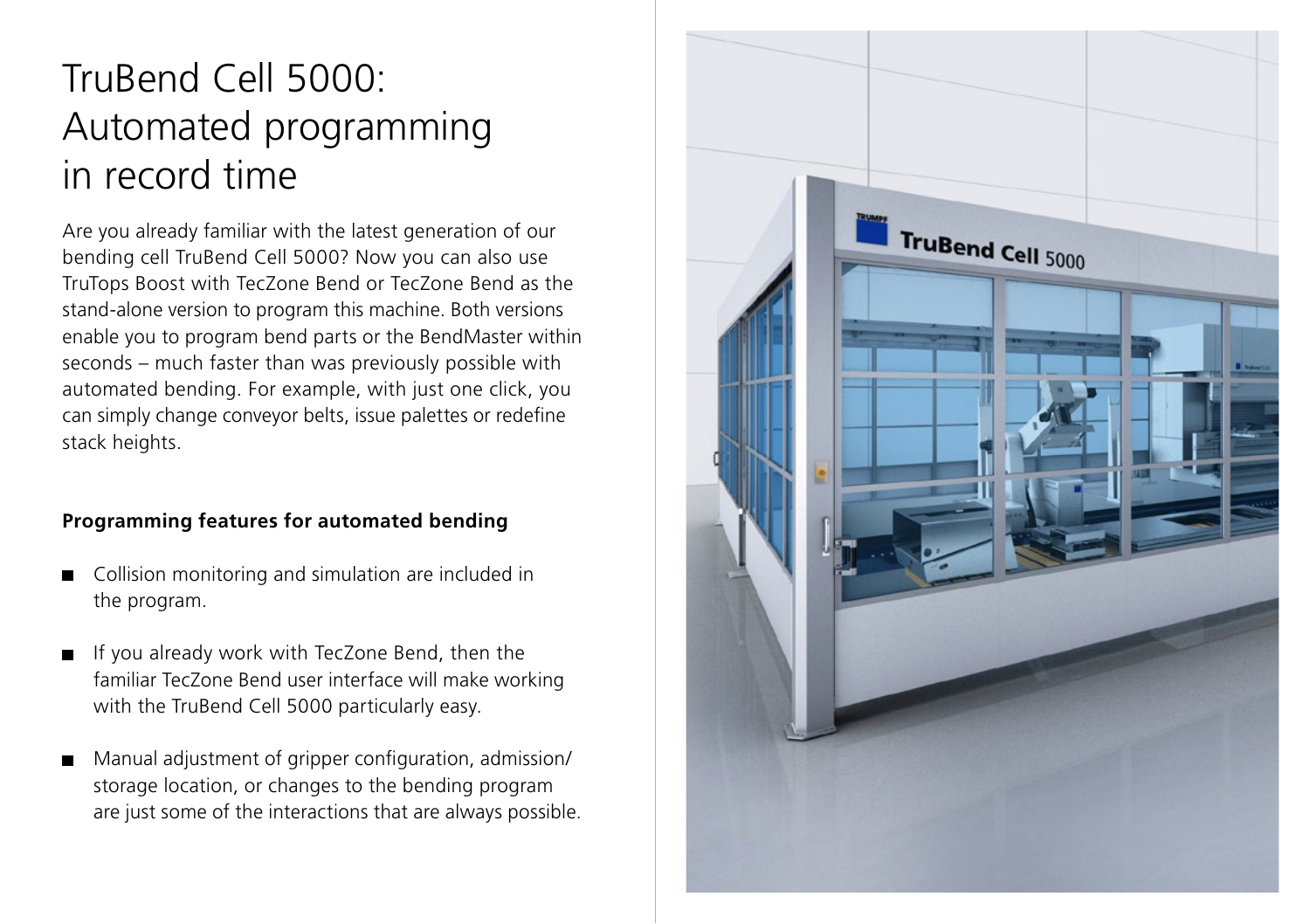# TruBend Cell 5000: Automated programming in record time

Are you already familiar with the latest generation of our bending cell TruBend Cell 5000? Now you can also use TruTops Boost with TecZone Bend or TecZone Bend as the stand-alone version to program this machine. Both versions enable you to program bend parts or the BendMaster within seconds – much faster than was previously possible with automated bending. For example, with just one click, you can simply change conveyor belts, issue palettes or redefine stack heights.

**Programming features for automated bending**

- Collision monitoring and simulation are included in the program.
- If you already work with TecZone Bend, then the familiar TecZone Bend user interface will make working with the TruBend Cell 5000 particularly easy.
- Manual adjustment of gripper configuration, admission/storage location, or changes to the bending program are just some of the interactions that are always possible.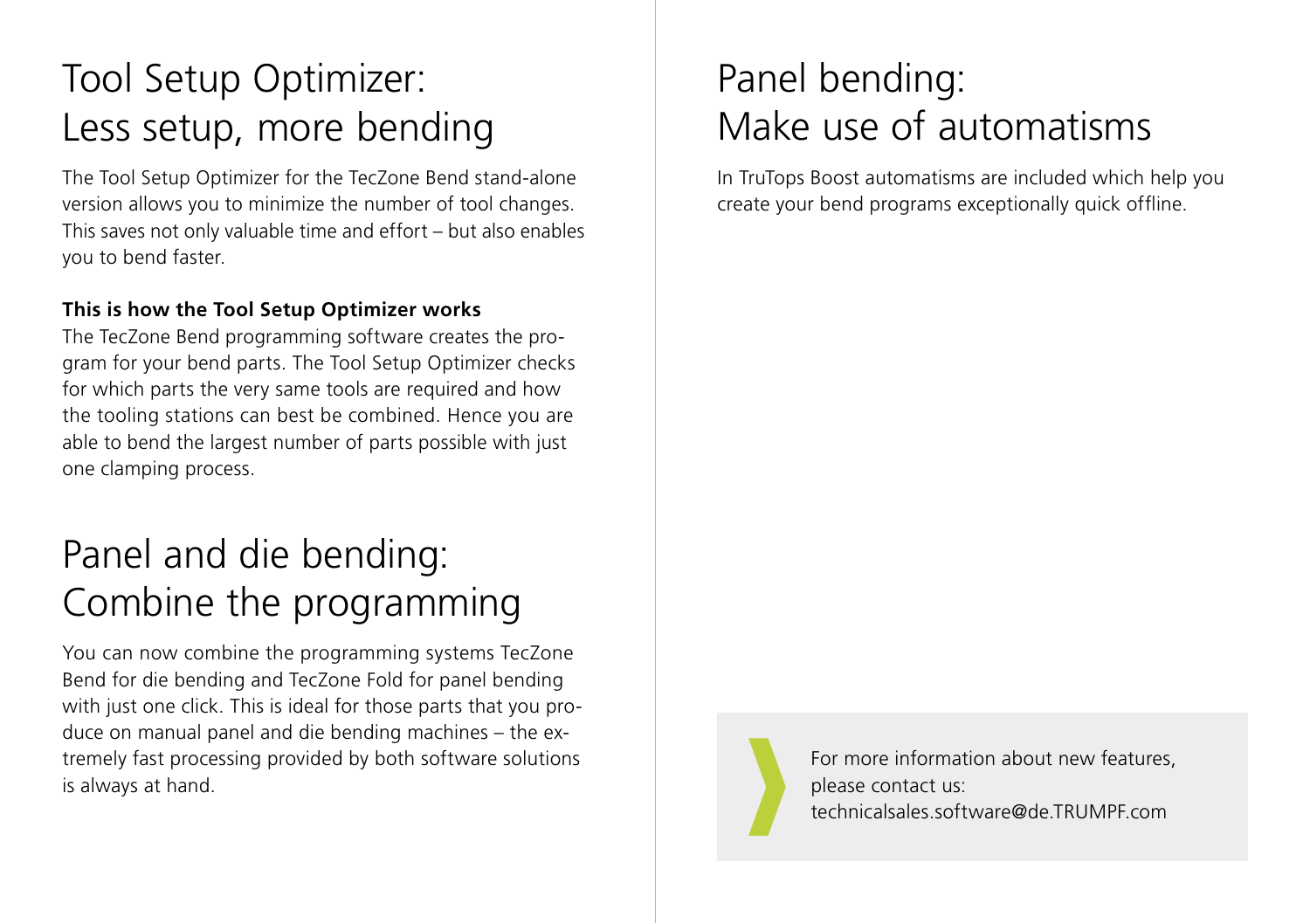# Tool Setup Optimizer: Less setup, more bending

The Tool Setup Optimizer for the TecZone Bend stand-alone version allows you to minimize the number of tool changes. This saves not only valuable time and effort – but also enables you to bend faster.

**This is how the Tool Setup Optimizer works**

The TecZone Bend programming software creates the program for your bend parts. The Tool Setup Optimizer checks for which parts the very same tools are required and how the tooling stations can best be combined. Hence you are able to bend the largest number of parts possible with just one clamping process.

# Panel and die bending: Combine the programming

You can now combine the programming systems TecZone Bend for die bending and TecZone Fold for panel bending with just one click. This is ideal for those parts that you produce on manual panel and die bending machines – the extremely fast processing provided by both software solutions is always at hand.

# Panel bending: Make use of automatisms

In TruTops Boost automatisms are included which help you create your bend programs exceptionally quick offline.

For more information about new features, please contact us:
technicalsales.software@de.TRUMPF.com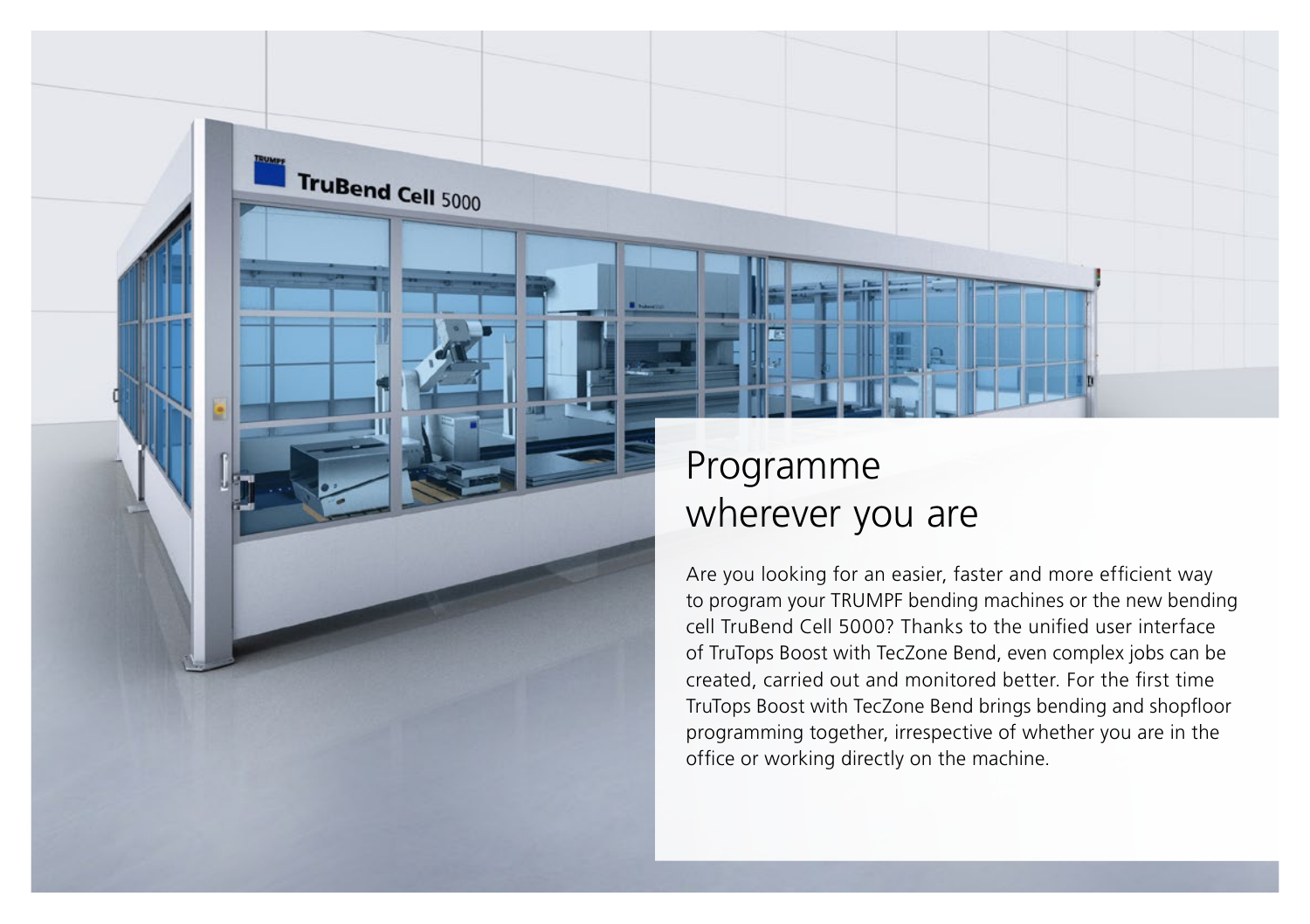# Programme wherever you are

Are you looking for an easier, faster and more efficient way to program your TRUMPF bending machines or the new bending cell TruBend Cell 5000? Thanks to the unified user interface of TruTops Boost with TecZone Bend, even complex jobs can be created, carried out and monitored better. For the first time TruTops Boost with TecZone Bend brings bending and shopfloor programming together, irrespective of whether you are in the office or working directly on the machine.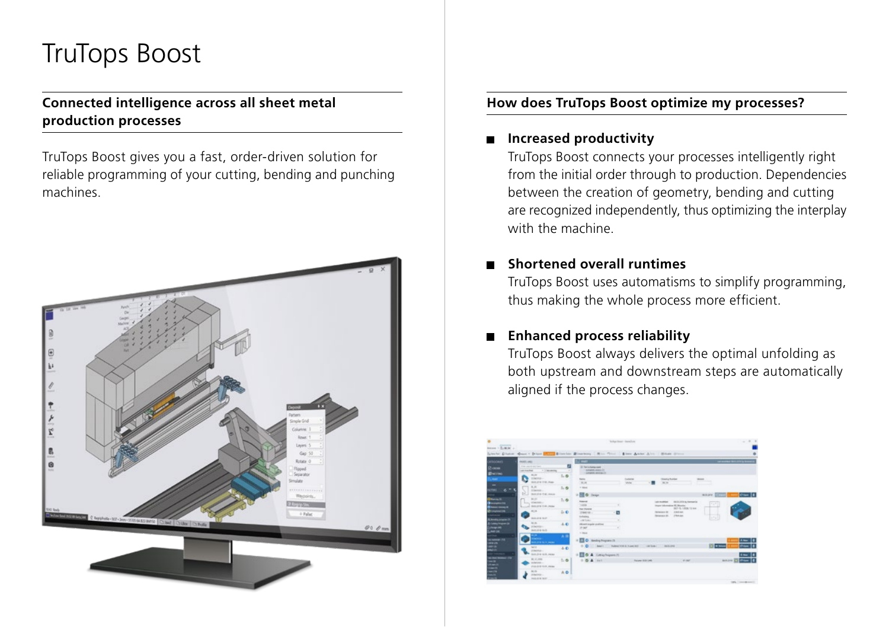# TruTops Boost

## Connected intelligence across all sheet metal production processes

TruTops Boost gives you a fast, order-driven solution for reliable programming of your cutting, bending and punching machines.

## How does TruTops Boost optimize my processes?

- **Increased productivity**
  TruTops Boost connects your processes intelligently right from the initial order through to production. Dependencies between the creation of geometry, bending and cutting are recognized independently, thus optimizing the interplay with the machine.

- **Shortened overall runtimes**
  TruTops Boost uses automatisms to simplify programming, thus making the whole process more efficient.

- **Enhanced process reliability**
  TruTops Boost always delivers the optimal unfolding as both upstream and downstream steps are automatically aligned if the process changes.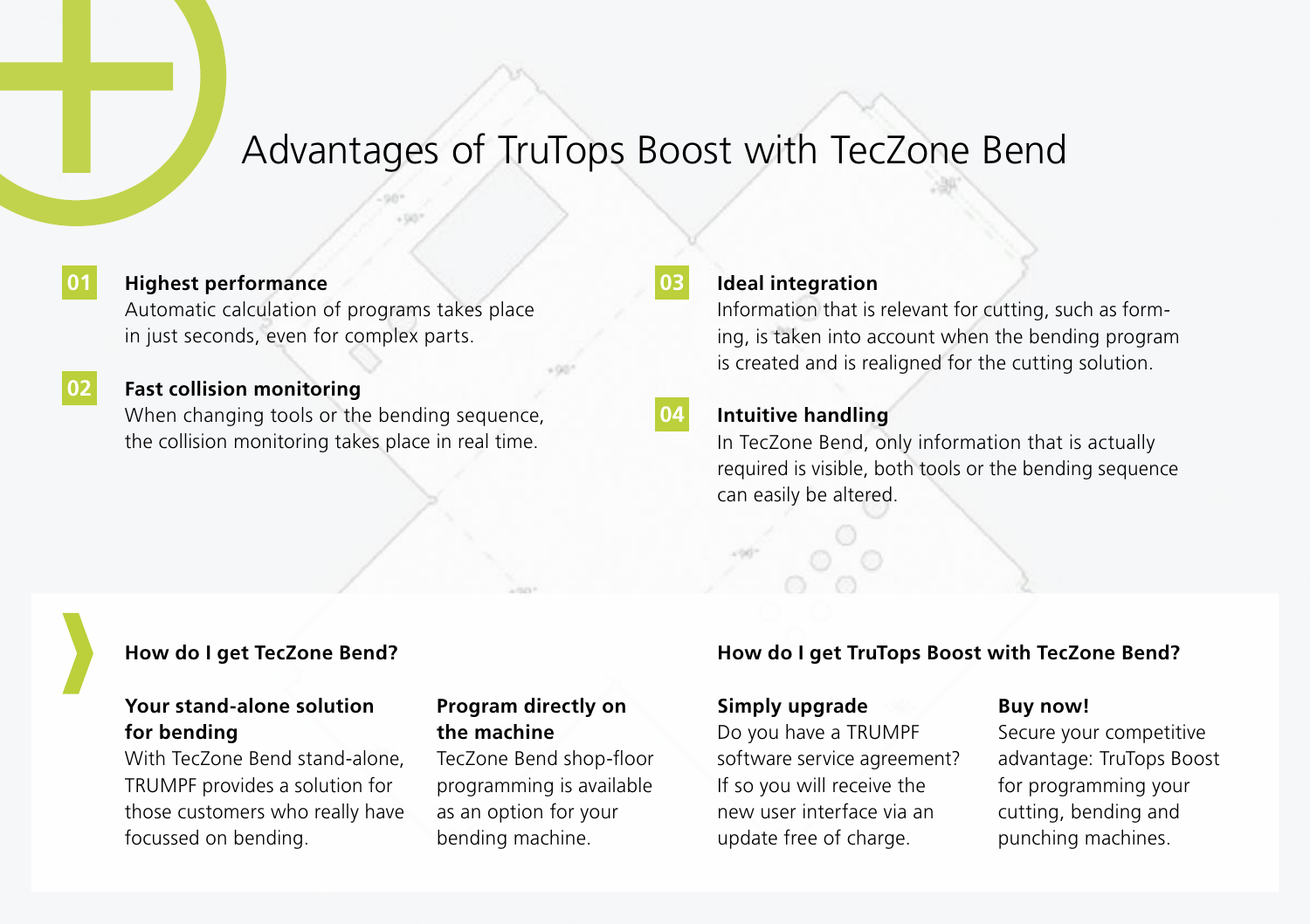# Advantages of TruTops Boost with TecZone Bend

**01** **Highest performance**
Automatic calculation of programs takes place in just seconds, even for complex parts.

**02** **Fast collision monitoring**
When changing tools or the bending sequence, the collision monitoring takes place in real time.

**03** **Ideal integration**
Information that is relevant for cutting, such as forming, is taken into account when the bending program is created and is realigned for the cutting solution.

**04** **Intuitive handling**
In TecZone Bend, only information that is actually required is visible, both tools or the bending sequence can easily be altered.

## How do I get TecZone Bend?

**Your stand-alone solution for bending**
With TecZone Bend stand-alone, TRUMPF provides a solution for those customers who really have focussed on bending.

**Program directly on the machine**
TecZone Bend shop-floor programming is available as an option for your bending machine.

## How do I get TruTops Boost with TecZone Bend?

**Simply upgrade**
Do you have a TRUMPF software service agreement? If so you will receive the new user interface via an update free of charge.

**Buy now!**
Secure your competitive advantage: TruTops Boost for programming your cutting, bending and punching machines.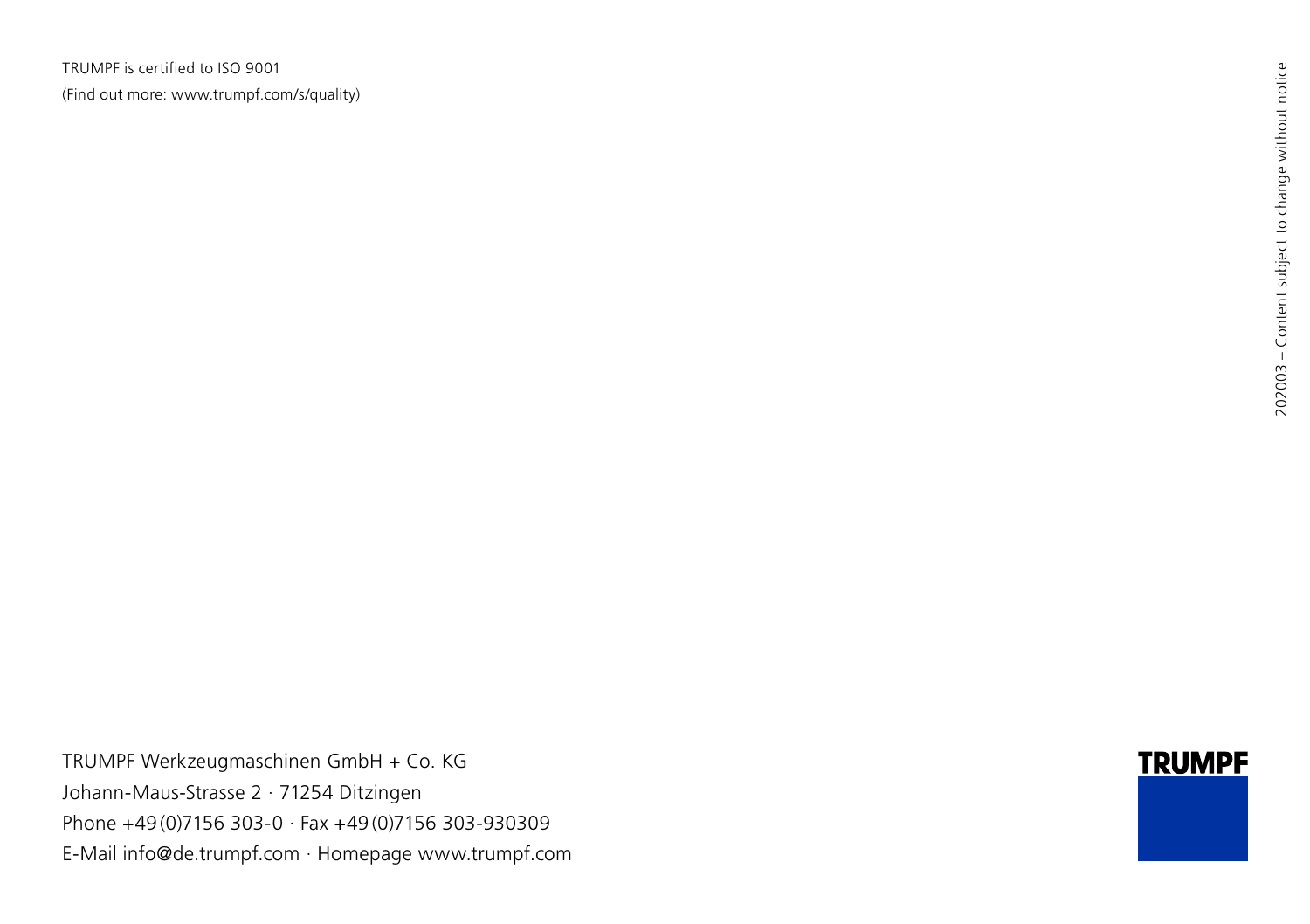TRUMPF is certified to ISO 9001
(Find out more: www.trumpf.com/s/quality)

202003 – Content subject to change without notice

TRUMPF Werkzeugmaschinen GmbH + Co. KG
Johann-Maus-Strasse 2 · 71254 Ditzingen
Phone +49 (0)7156 303-0 · Fax +49 (0)7156 303-930309
E-Mail info@de.trumpf.com · Homepage www.trumpf.com

TRUMPF